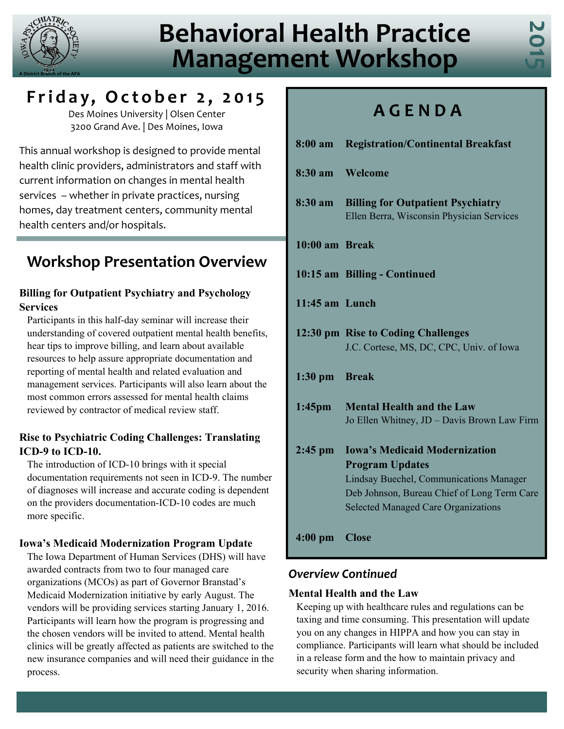# Behavioral Health Practice Management Workshop

2015

## Friday, October 2, 2015

Des Moines University | Olsen Center
3200 Grand Ave. | Des Moines, Iowa

This annual workshop is designed to provide mental health clinic providers, administrators and staff with current information on changes in mental health services – whether in private practices, nursing homes, day treatment centers, community mental health centers and/or hospitals.

## Workshop Presentation Overview

**Billing for Outpatient Psychiatry and Psychology Services**

Participants in this half-day seminar will increase their understanding of covered outpatient mental health benefits, hear tips to improve billing, and learn about available resources to help assure appropriate documentation and reporting of mental health and related evaluation and management services. Participants will also learn about the most common errors assessed for mental health claims reviewed by contractor of medical review staff.

**Rise to Psychiatric Coding Challenges: Translating ICD-9 to ICD-10.**

The introduction of ICD-10 brings with it special documentation requirements not seen in ICD-9. The number of diagnoses will increase and accurate coding is dependent on the providers documentation-ICD-10 codes are much more specific.

**Iowa's Medicaid Modernization Program Update**

The Iowa Department of Human Services (DHS) will have awarded contracts from two to four managed care organizations (MCOs) as part of Governor Branstad's Medicaid Modernization initiative by early August. The vendors will be providing services starting January 1, 2016. Participants will learn how the program is progressing and the chosen vendors will be invited to attend. Mental health clinics will be greatly affected as patients are switched to the new insurance companies and will need their guidance in the process.

## AGENDA

| | |
|---|---|
| 8:00 am | **Registration/Continental Breakfast** |
| 8:30 am | **Welcome** |
| 8:30 am | **Billing for Outpatient Psychiatry**<br>Ellen Berra, Wisconsin Physician Services |
| 10:00 am | **Break** |
| 10:15 am | **Billing - Continued** |
| 11:45 am | **Lunch** |
| 12:30 pm | **Rise to Coding Challenges**<br>J.C. Cortese, MS, DC, CPC, Univ. of Iowa |
| 1:30 pm | **Break** |
| 1:45pm | **Mental Health and the Law**<br>Jo Ellen Whitney, JD – Davis Brown Law Firm |
| 2:45 pm | **Iowa's Medicaid Modernization Program Updates**<br>Lindsay Buechel, Communications Manager<br>Deb Johnson, Bureau Chief of Long Term Care<br>Selected Managed Care Organizations |
| 4:00 pm | **Close** |

### *Overview Continued*

**Mental Health and the Law**

Keeping up with healthcare rules and regulations can be taxing and time consuming. This presentation will update you on any changes in HIPPA and how you can stay in compliance. Participants will learn what should be included in a release form and the how to maintain privacy and security when sharing information.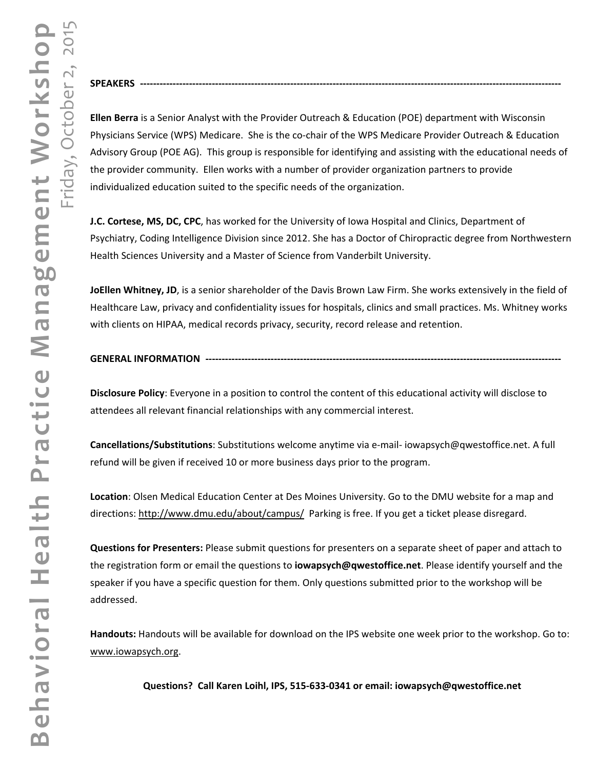## SPEAKERS

**Ellen Berra** is a Senior Analyst with the Provider Outreach & Education (POE) department with Wisconsin Physicians Service (WPS) Medicare. She is the co-chair of the WPS Medicare Provider Outreach & Education Advisory Group (POE AG). This group is responsible for identifying and assisting with the educational needs of the provider community. Ellen works with a number of provider organization partners to provide individualized education suited to the specific needs of the organization.

**J.C. Cortese, MS, DC, CPC**, has worked for the University of Iowa Hospital and Clinics, Department of Psychiatry, Coding Intelligence Division since 2012. She has a Doctor of Chiropractic degree from Northwestern Health Sciences University and a Master of Science from Vanderbilt University.

**JoEllen Whitney, JD**, is a senior shareholder of the Davis Brown Law Firm. She works extensively in the field of Healthcare Law, privacy and confidentiality issues for hospitals, clinics and small practices. Ms. Whitney works with clients on HIPAA, medical records privacy, security, record release and retention.

## GENERAL INFORMATION

**Disclosure Policy**: Everyone in a position to control the content of this educational activity will disclose to attendees all relevant financial relationships with any commercial interest.

**Cancellations/Substitutions**: Substitutions welcome anytime via e-mail- iowapsych@qwestoffice.net. A full refund will be given if received 10 or more business days prior to the program.

**Location**: Olsen Medical Education Center at Des Moines University. Go to the DMU website for a map and directions: http://www.dmu.edu/about/campus/ Parking is free. If you get a ticket please disregard.

**Questions for Presenters:** Please submit questions for presenters on a separate sheet of paper and attach to the registration form or email the questions to **iowapsych@qwestoffice.net**. Please identify yourself and the speaker if you have a specific question for them. Only questions submitted prior to the workshop will be addressed.

**Handouts:** Handouts will be available for download on the IPS website one week prior to the workshop. Go to: www.iowapsych.org.

**Questions? Call Karen Loihl, IPS, 515-633-0341 or email: iowapsych@qwestoffice.net**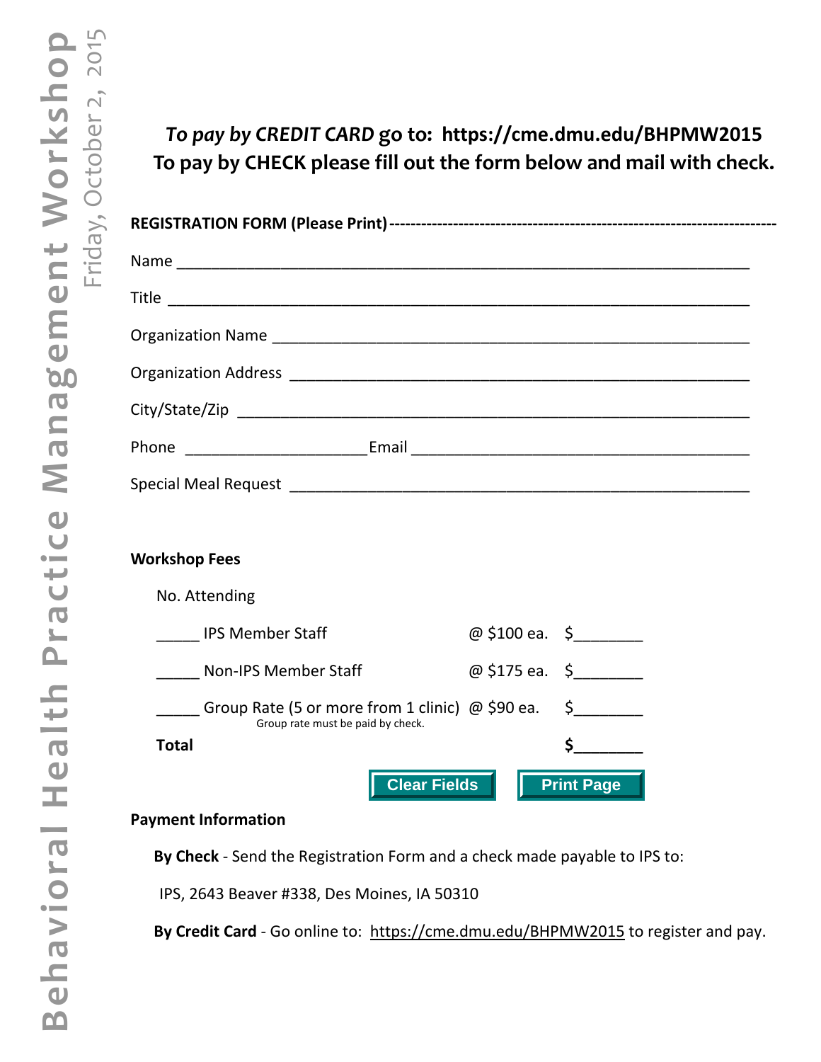*To pay by CREDIT CARD* **go to: https://cme.dmu.edu/BHPMW2015**
**To pay by CHECK please fill out the form below and mail with check.**

**REGISTRATION FORM (Please Print)** ----------------------------------------------------------------------

Name ______________________________________________________________

Title _______________________________________________________________

Organization Name ___________________________________________________

Organization Address _________________________________________________

City/State/Zip ________________________________________________________

Phone _____________________ Email _____________________________________

Special Meal Request _________________________________________________

**Workshop Fees**

No. Attending

_____ IPS Member Staff @ $100 ea. $________

_____ Non-IPS Member Staff @ $175 ea. $________

_____ Group Rate (5 or more from 1 clinic) @ $90 ea. $________
Group rate must be paid by check.

**Total** **$________**

Clear Fields Print Page

**Payment Information**

**By Check** - Send the Registration Form and a check made payable to IPS to:

IPS, 2643 Beaver #338, Des Moines, IA 50310

**By Credit Card** - Go online to: https://cme.dmu.edu/BHPMW2015 to register and pay.